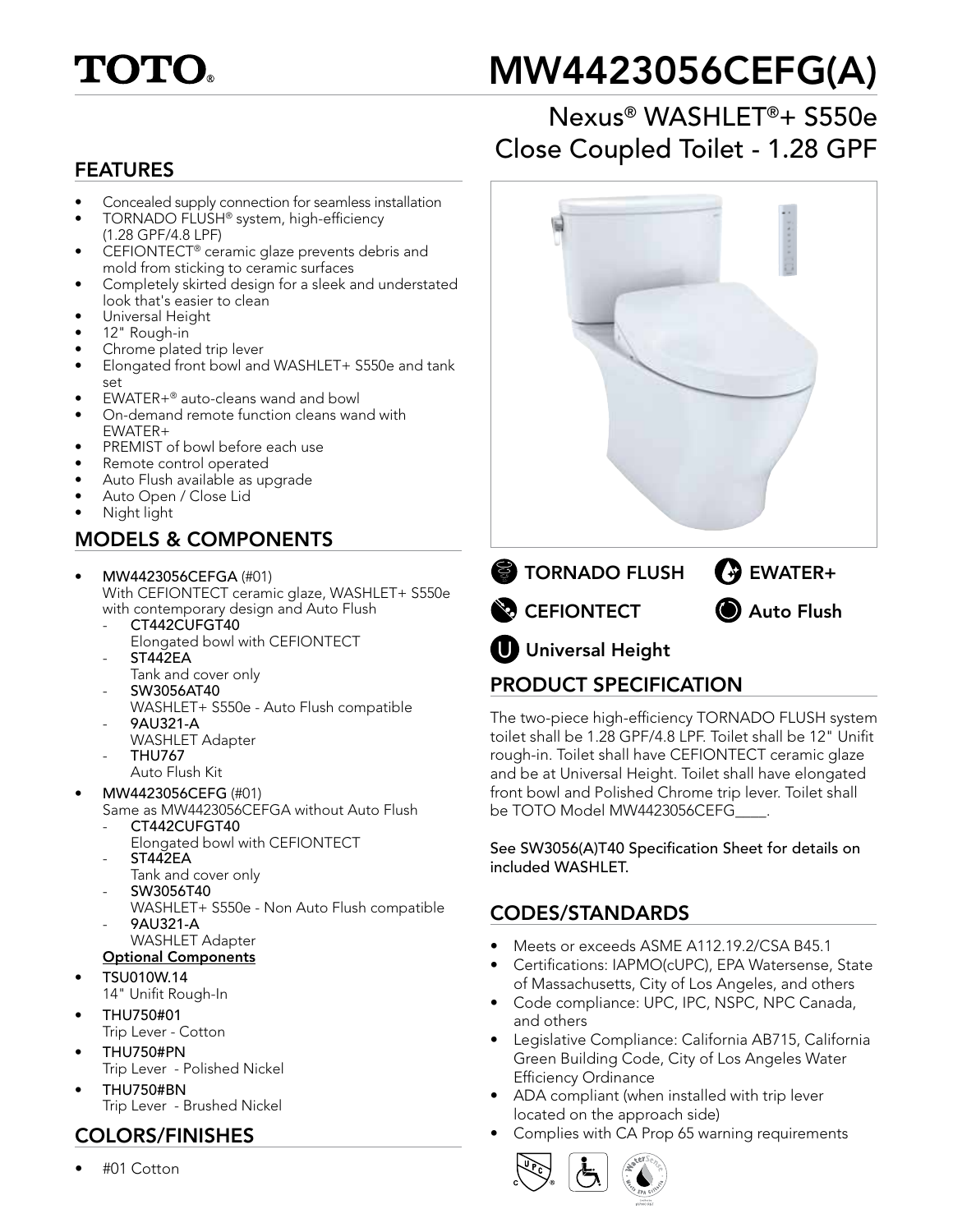# TOTO

# MW4423056CEFG(A)

## Nexus® WASHLET®+ S550e Close Coupled Toilet - 1.28 GPF

## FEATURES

- Concealed supply connection for seamless installation
- TORNADO FLUSH® system, high-efficiency (1.28 GPF/4.8 LPF)
- CEFIONTECT® ceramic glaze prevents debris and mold from sticking to ceramic surfaces
- Completely skirted design for a sleek and understated look that's easier to clean
- Universal Height
- 12" Rough-in
- Chrome plated trip lever
- Elongated front bowl and WASHLET+ S550e and tank set
- EWATER+® auto-cleans wand and bowl
- On-demand remote function cleans wand with EWATER+
- PREMIST of bowl before each use
- Remote control operated
- Auto Flush available as upgrade
- Auto Open / Close Lid
- Night light

## MODELS & COMPONENTS

- **MW4423056CEFGA** (#01)
  With CEFIONTECT ceramic glaze, WASHLET+ S550e with contemporary design and Auto Flush
  - **CT442CUFGT40**
    Elongated bowl with CEFIONTECT
  - **ST442EA**
    Tank and cover only
  - **SW3056AT40**
    WASHLET+ S550e - Auto Flush compatible
  - **9AU321-A**
    WASHLET Adapter
  - **THU767**
    Auto Flush Kit
- **MW4423056CEFG** (#01)
  Same as MW4423056CEFGA without Auto Flush
  - **CT442CUFGT40**
    Elongated bowl with CEFIONTECT
  - **ST442EA**
    Tank and cover only
  - **SW3056T40**
    WASHLET+ S550e - Non Auto Flush compatible
  - **9AU321-A**
    WASHLET Adapter

**Optional Components**

- **TSU010W.14**
  14" Unifit Rough-In
- **THU750#01**
  Trip Lever - Cotton
- **THU750#PN**
  Trip Lever - Polished Nickel
- **THU750#BN**
  Trip Lever - Brushed Nickel

## COLORS/FINISHES

- #01 Cotton

TORNADO FLUSH | EWATER+ | CEFIONTECT | Auto Flush | Universal Height

## PRODUCT SPECIFICATION

The two-piece high-efficiency TORNADO FLUSH system toilet shall be 1.28 GPF/4.8 LPF. Toilet shall be 12" Unifit rough-in. Toilet shall have CEFIONTECT ceramic glaze and be at Universal Height. Toilet shall have elongated front bowl and Polished Chrome trip lever. Toilet shall be TOTO Model MW4423056CEFG____.

See SW3056(A)T40 Specification Sheet for details on included WASHLET.

## CODES/STANDARDS

- Meets or exceeds ASME A112.19.2/CSA B45.1
- Certifications: IAPMO(cUPC), EPA Watersense, State of Massachusetts, City of Los Angeles, and others
- Code compliance: UPC, IPC, NSPC, NPC Canada, and others
- Legislative Compliance: California AB715, California Green Building Code, City of Los Angeles Water Efficiency Ordinance
- ADA compliant (when installed with trip lever located on the approach side)
- Complies with CA Prop 65 warning requirements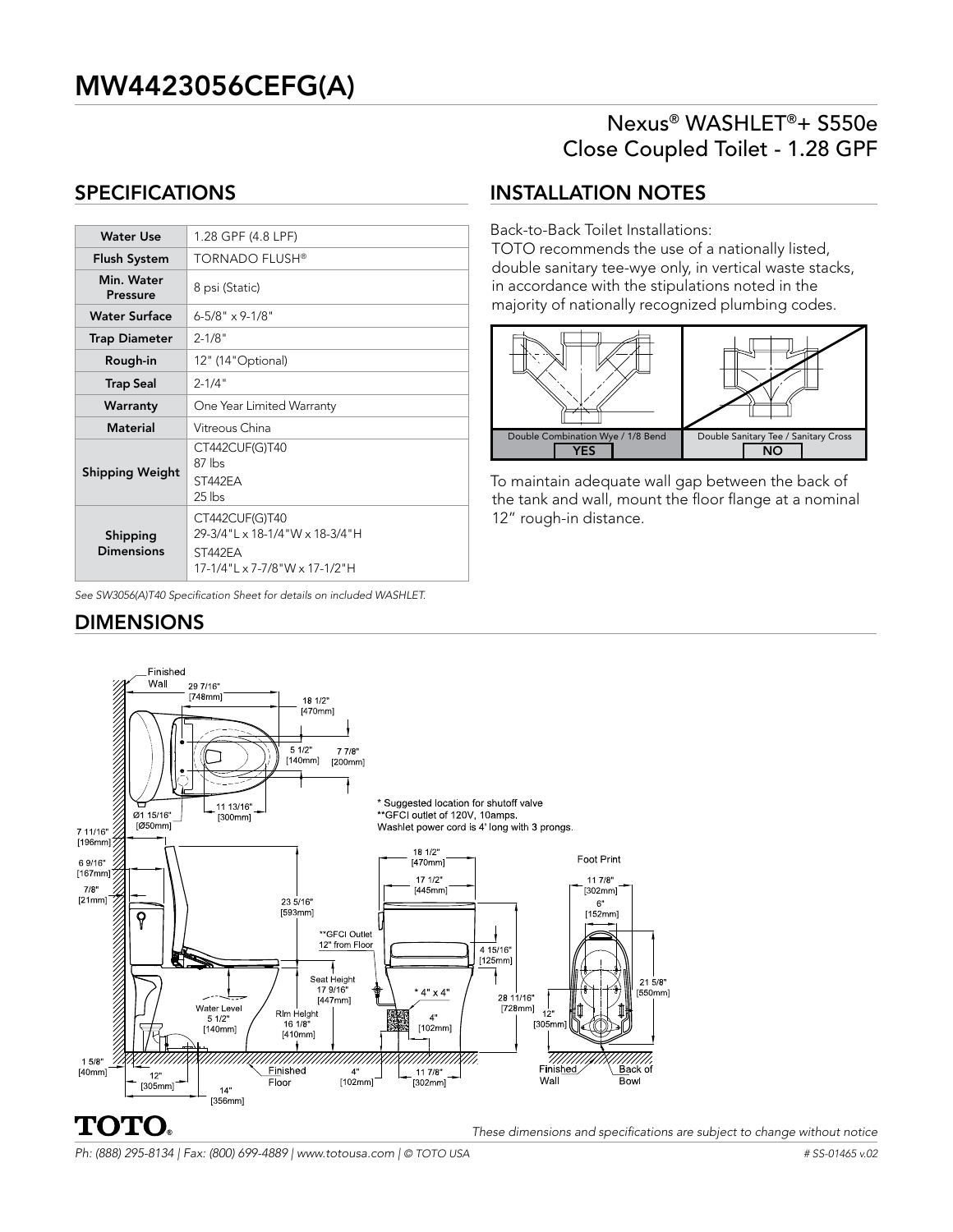# MW4423056CEFG(A)

Nexus® WASHLET®+ S550e
Close Coupled Toilet - 1.28 GPF

## SPECIFICATIONS

| | |
|---|---|
| **Water Use** | 1.28 GPF (4.8 LPF) |
| **Flush System** | TORNADO FLUSH® |
| **Min. Water Pressure** | 8 psi (Static) |
| **Water Surface** | 6-5/8" x 9-1/8" |
| **Trap Diameter** | 2-1/8" |
| **Rough-in** | 12" (14"Optional) |
| **Trap Seal** | 2-1/4" |
| **Warranty** | One Year Limited Warranty |
| **Material** | Vitreous China |
| **Shipping Weight** | CT442CUF(G)T40<br>87 lbs<br>ST442EA<br>25 lbs |
| **Shipping Dimensions** | CT442CUF(G)T40<br>29-3/4"L x 18-1/4"W x 18-3/4"H<br>ST442EA<br>17-1/4"L x 7-7/8"W x 17-1/2"H |

*See SW3056(A)T40 Specification Sheet for details on included WASHLET.*

## INSTALLATION NOTES

Back-to-Back Toilet Installations:
TOTO recommends the use of a nationally listed, double sanitary tee-wye only, in vertical waste stacks, in accordance with the stipulations noted in the majority of nationally recognized plumbing codes.

Double Combination Wye / 1/8 Bend
YES

Double Sanitary Tee / Sanitary Cross
NO

To maintain adequate wall gap between the back of the tank and wall, mount the floor flange at a nominal 12" rough-in distance.

## DIMENSIONS

Finished Wall
29 7/16" [748mm]
18 1/2" [470mm]
5 1/2" [140mm]
7 7/8" [200mm]
11 13/16" [300mm]
Ø1 15/16" [Ø50mm]
7 11/16" [196mm]
6 9/16" [167mm]
7/8" [21mm]
23 5/16" [593mm]
Water Level 5 1/2" [140mm]
Rim Height 16 1/8" [410mm]
Seat Height 17 9/16" [447mm]
1 5/8" [40mm]
12" [305mm]
14" [356mm]
Finished Floor

\* Suggested location for shutoff valve
\*\*GFCI outlet of 120V, 10amps.
Washlet power cord is 4' long with 3 prongs.

18 1/2" [470mm]
17 1/2" [445mm]
\*\*GFCI Outlet 12" from Floor
4 15/16" [125mm]
\* 4" x 4"
4" [102mm]
28 11/16" [728mm]
4" [102mm]
11 7/8" [302mm]

Foot Print
11 7/8" [302mm]
6" [152mm]
21 5/8" [550mm]
12" [305mm]
Finished Wall
Back of Bowl

*These dimensions and specifications are subject to change without notice*

Ph: (888) 295-8134 | Fax: (800) 699-4889 | www.totousa.com | © TOTO USA

\# SS-01465 v.02